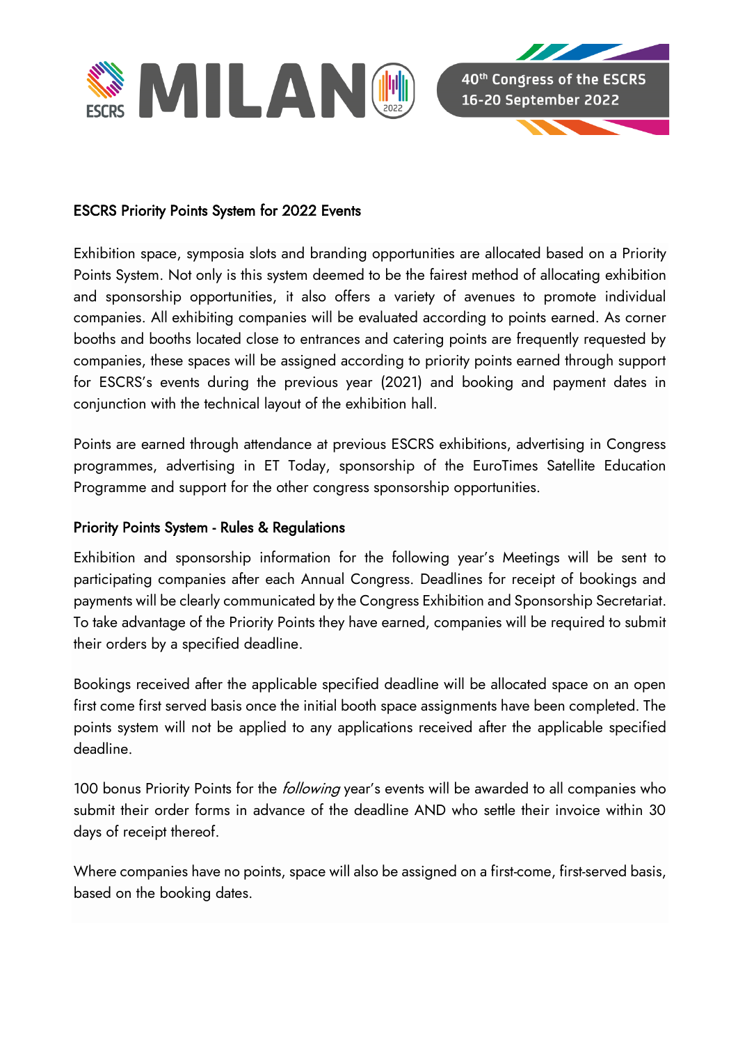## ESCRS Priority Points System for 2022 Events

Exhibition space, symposia slots and branding opportunities are allocated based on a Priority Points System. Not only is this system deemed to be the fairest method of allocating exhibition and sponsorship opportunities, it also offers a variety of avenues to promote individual companies. All exhibiting companies will be evaluated according to points earned. As corner booths and booths located close to entrances and catering points are frequently requested by companies, these spaces will be assigned according to priority points earned through support for ESCRS's events during the previous year (2021) and booking and payment dates in conjunction with the technical layout of the exhibition hall.

Points are earned through attendance at previous ESCRS exhibitions, advertising in Congress programmes, advertising in ET Today, sponsorship of the EuroTimes Satellite Education Programme and support for the other congress sponsorship opportunities.

## Priority Points System - Rules & Regulations

Exhibition and sponsorship information for the following year's Meetings will be sent to participating companies after each Annual Congress. Deadlines for receipt of bookings and payments will be clearly communicated by the Congress Exhibition and Sponsorship Secretariat. To take advantage of the Priority Points they have earned, companies will be required to submit their orders by a specified deadline.

Bookings received after the applicable specified deadline will be allocated space on an open first come first served basis once the initial booth space assignments have been completed. The points system will not be applied to any applications received after the applicable specified deadline.

100 bonus Priority Points for the *following* year's events will be awarded to all companies who submit their order forms in advance of the deadline AND who settle their invoice within 30 days of receipt thereof.

Where companies have no points, space will also be assigned on a first-come, first-served basis, based on the booking dates.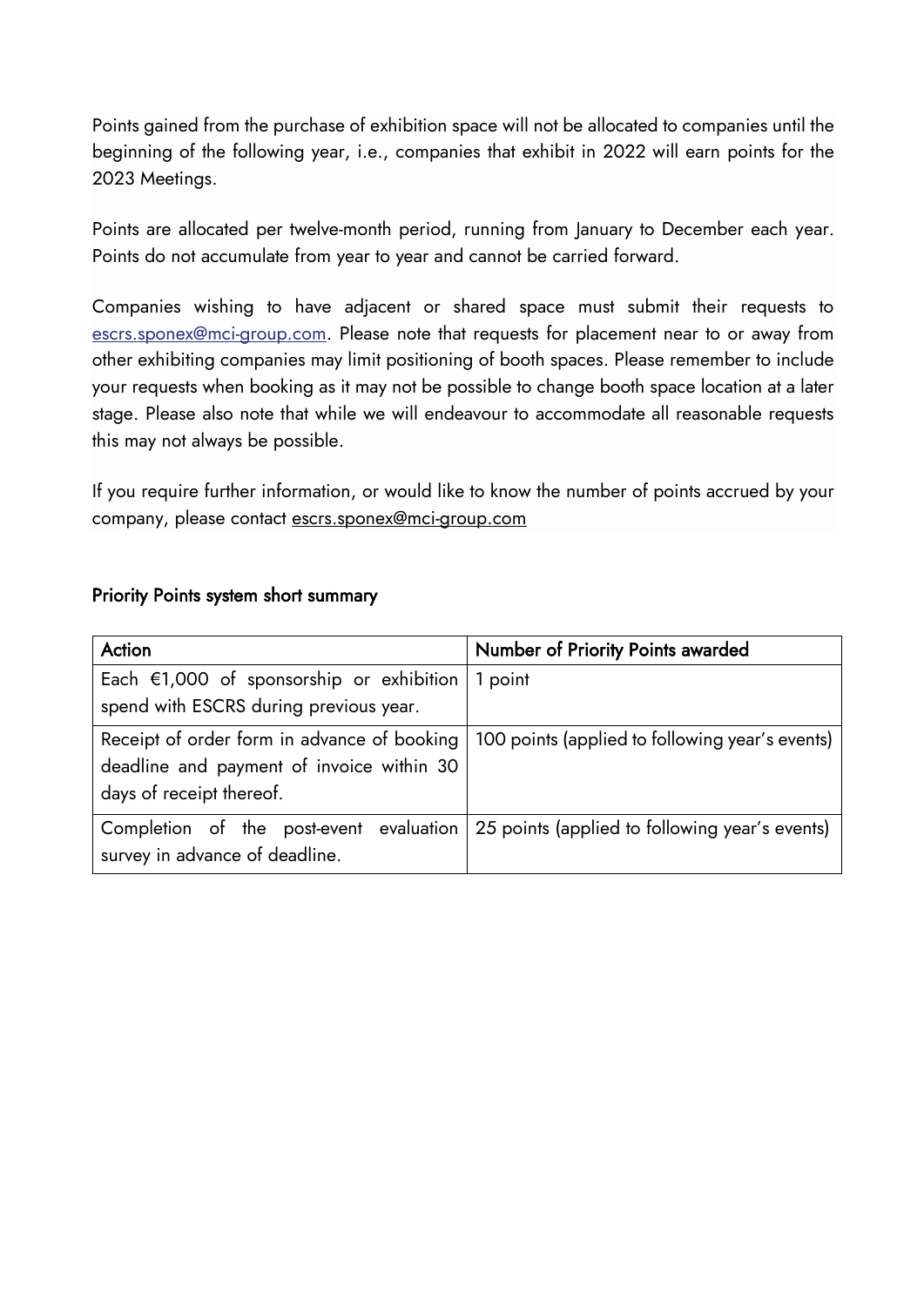Points gained from the purchase of exhibition space will not be allocated to companies until the beginning of the following year, i.e., companies that exhibit in 2022 will earn points for the 2023 Meetings.

Points are allocated per twelve-month period, running from January to December each year. Points do not accumulate from year to year and cannot be carried forward.

Companies wishing to have adjacent or shared space must submit their requests to escrs.sponex@mci-group.com. Please note that requests for placement near to or away from other exhibiting companies may limit positioning of booth spaces. Please remember to include your requests when booking as it may not be possible to change booth space location at a later stage. Please also note that while we will endeavour to accommodate all reasonable requests this may not always be possible.

If you require further information, or would like to know the number of points accrued by your company, please contact escrs.sponex@mci-group.com

## Priority Points system short summary

| Action | Number of Priority Points awarded |
| --- | --- |
| Each €1,000 of sponsorship or exhibition spend with ESCRS during previous year. | 1 point |
| Receipt of order form in advance of booking deadline and payment of invoice within 30 days of receipt thereof. | 100 points (applied to following year's events) |
| Completion of the post-event evaluation survey in advance of deadline. | 25 points (applied to following year's events) |